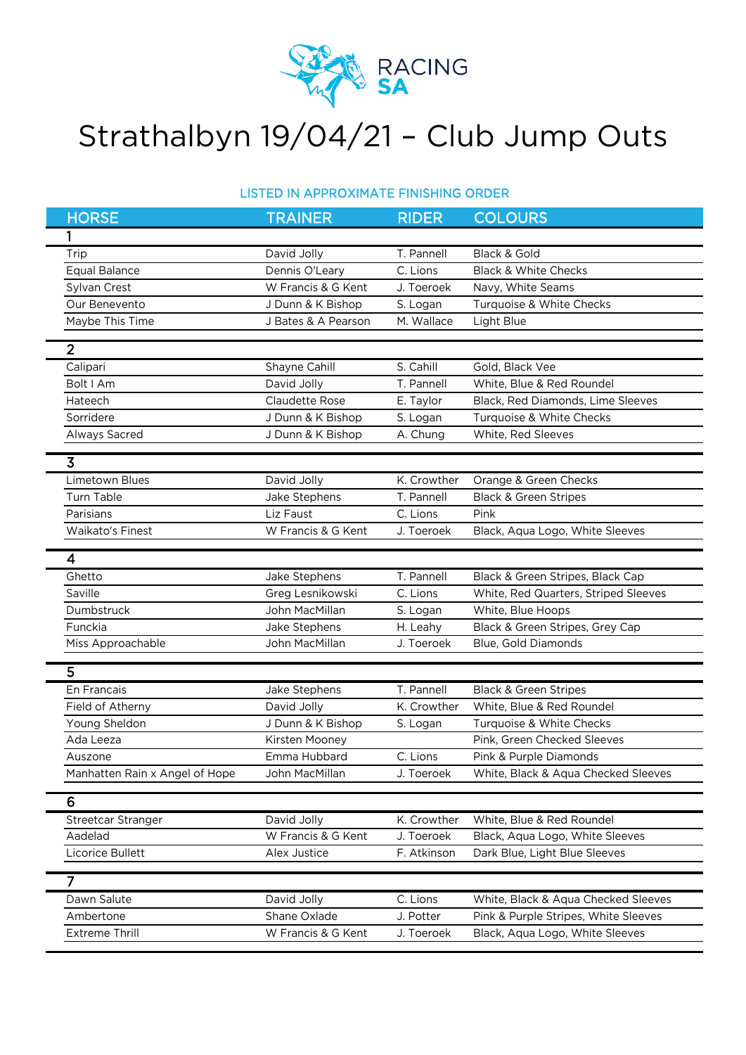RACING SA

# Strathalbyn 19/04/21 – Club Jump Outs

LISTED IN APPROXIMATE FINISHING ORDER

| HORSE | TRAINER | RIDER | COLOURS |
|---|---|---|---|
| **1** | | | |
| Trip | David Jolly | T. Pannell | Black & Gold |
| Equal Balance | Dennis O'Leary | C. Lions | Black & White Checks |
| Sylvan Crest | W Francis & G Kent | J. Toeroek | Navy, White Seams |
| Our Benevento | J Dunn & K Bishop | S. Logan | Turquoise & White Checks |
| Maybe This Time | J Bates & A Pearson | M. Wallace | Light Blue |
| **2** | | | |
| Calipari | Shayne Cahill | S. Cahill | Gold, Black Vee |
| Bolt I Am | David Jolly | T. Pannell | White, Blue & Red Roundel |
| Hateech | Claudette Rose | E. Taylor | Black, Red Diamonds, Lime Sleeves |
| Sorridere | J Dunn & K Bishop | S. Logan | Turquoise & White Checks |
| Always Sacred | J Dunn & K Bishop | A. Chung | White, Red Sleeves |
| **3** | | | |
| Limetown Blues | David Jolly | K. Crowther | Orange & Green Checks |
| Turn Table | Jake Stephens | T. Pannell | Black & Green Stripes |
| Parisians | Liz Faust | C. Lions | Pink |
| Waikato's Finest | W Francis & G Kent | J. Toeroek | Black, Aqua Logo, White Sleeves |
| **4** | | | |
| Ghetto | Jake Stephens | T. Pannell | Black & Green Stripes, Black Cap |
| Saville | Greg Lesnikowski | C. Lions | White, Red Quarters, Striped Sleeves |
| Dumbstruck | John MacMillan | S. Logan | White, Blue Hoops |
| Funckia | Jake Stephens | H. Leahy | Black & Green Stripes, Grey Cap |
| Miss Approachable | John MacMillan | J. Toeroek | Blue, Gold Diamonds |
| **5** | | | |
| En Francais | Jake Stephens | T. Pannell | Black & Green Stripes |
| Field of Atherny | David Jolly | K. Crowther | White, Blue & Red Roundel |
| Young Sheldon | J Dunn & K Bishop | S. Logan | Turquoise & White Checks |
| Ada Leeza | Kirsten Mooney | | Pink, Green Checked Sleeves |
| Auszone | Emma Hubbard | C. Lions | Pink & Purple Diamonds |
| Manhatten Rain x Angel of Hope | John MacMillan | J. Toeroek | White, Black & Aqua Checked Sleeves |
| **6** | | | |
| Streetcar Stranger | David Jolly | K. Crowther | White, Blue & Red Roundel |
| Aadelad | W Francis & G Kent | J. Toeroek | Black, Aqua Logo, White Sleeves |
| Licorice Bullett | Alex Justice | F. Atkinson | Dark Blue, Light Blue Sleeves |
| **7** | | | |
| Dawn Salute | David Jolly | C. Lions | White, Black & Aqua Checked Sleeves |
| Ambertone | Shane Oxlade | J. Potter | Pink & Purple Stripes, White Sleeves |
| Extreme Thrill | W Francis & G Kent | J. Toeroek | Black, Aqua Logo, White Sleeves |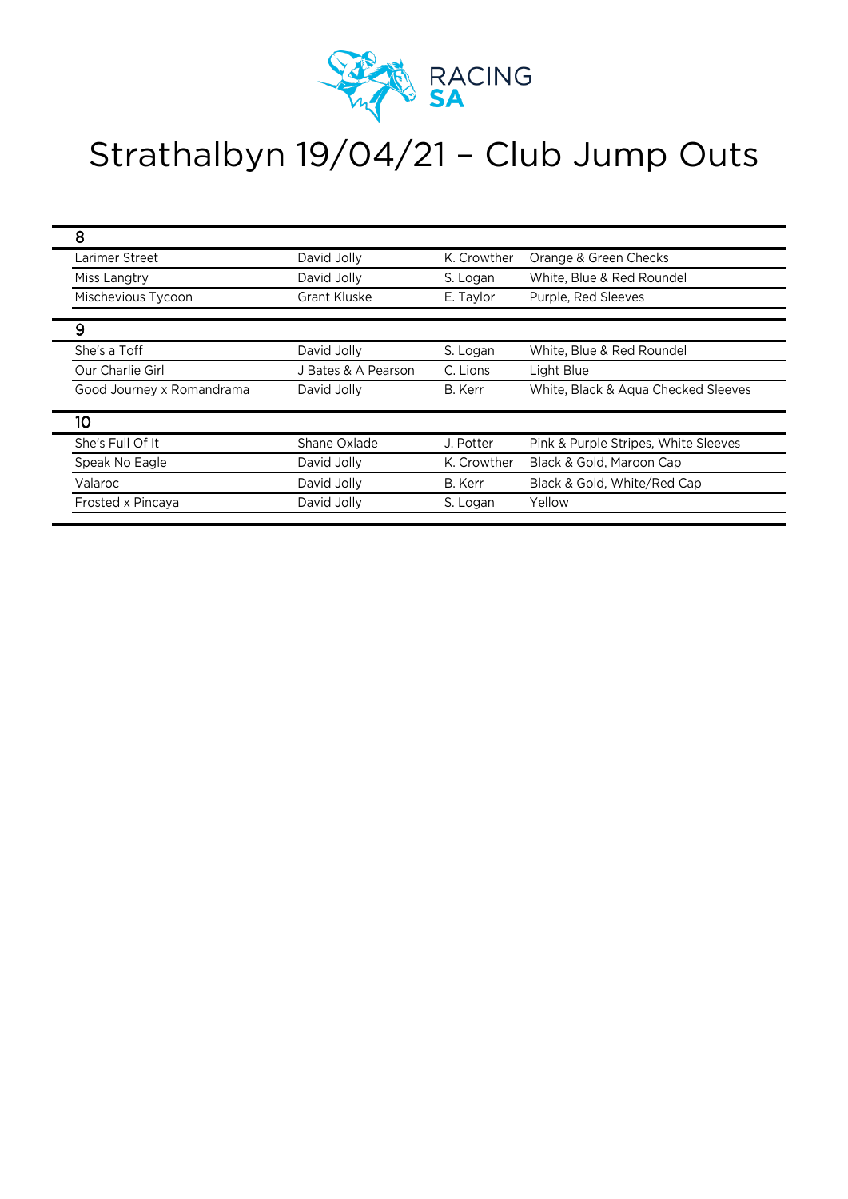RACING SA

# Strathalbyn 19/04/21 – Club Jump Outs

| 8 | | | |
|---|---|---|---|
| Larimer Street | David Jolly | K. Crowther | Orange & Green Checks |
| Miss Langtry | David Jolly | S. Logan | White, Blue & Red Roundel |
| Mischevious Tycoon | Grant Kluske | E. Taylor | Purple, Red Sleeves |

| 9 | | | |
|---|---|---|---|
| She's a Toff | David Jolly | S. Logan | White, Blue & Red Roundel |
| Our Charlie Girl | J Bates & A Pearson | C. Lions | Light Blue |
| Good Journey x Romandrama | David Jolly | B. Kerr | White, Black & Aqua Checked Sleeves |

| 10 | | | |
|---|---|---|---|
| She's Full Of It | Shane Oxlade | J. Potter | Pink & Purple Stripes, White Sleeves |
| Speak No Eagle | David Jolly | K. Crowther | Black & Gold, Maroon Cap |
| Valaroc | David Jolly | B. Kerr | Black & Gold, White/Red Cap |
| Frosted x Pincaya | David Jolly | S. Logan | Yellow |